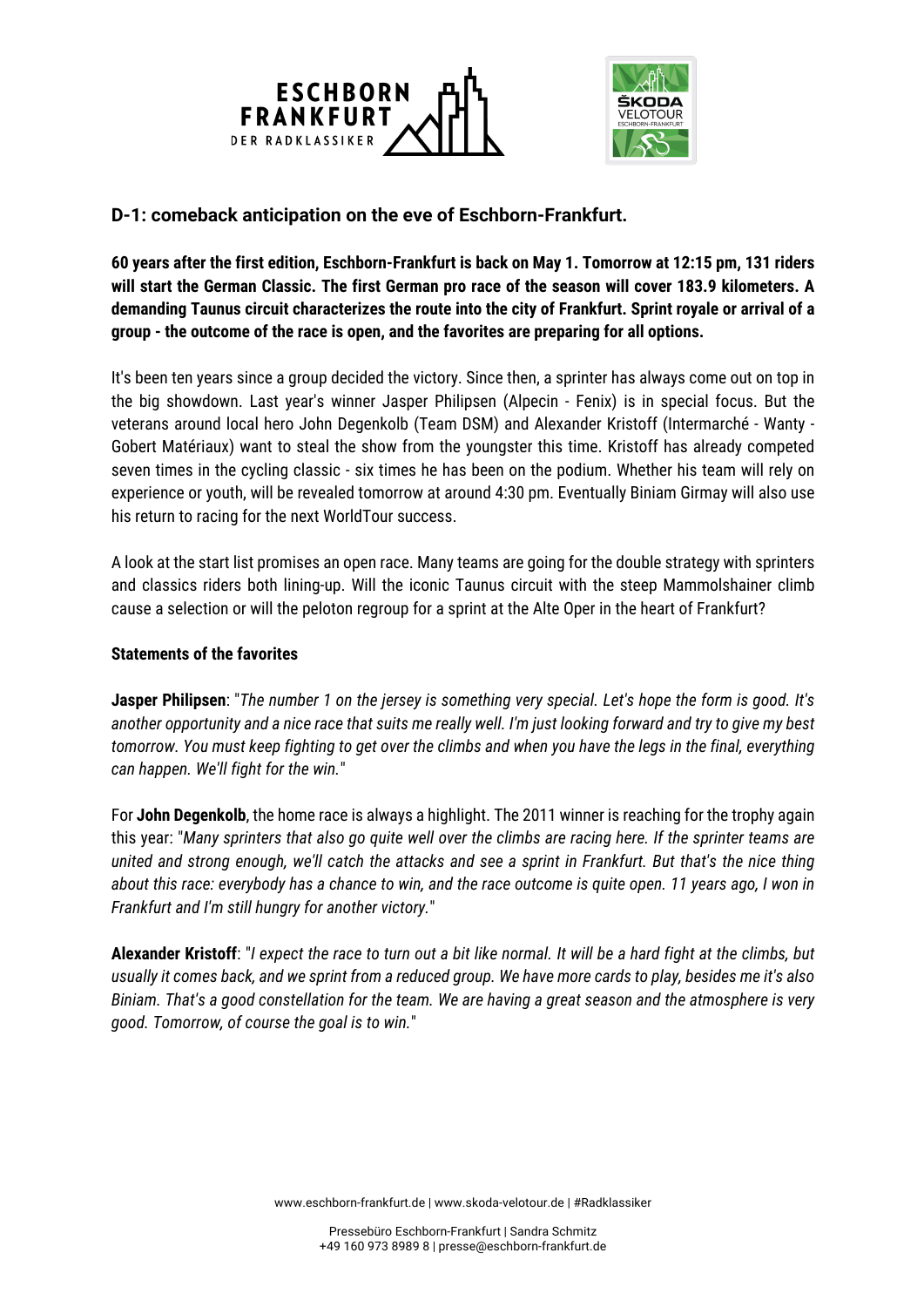## D-1: comeback anticipation on the eve of Eschborn-Frankfurt.

**60 years after the first edition, Eschborn-Frankfurt is back on May 1. Tomorrow at 12:15 pm, 131 riders will start the German Classic. The first German pro race of the season will cover 183.9 kilometers. A demanding Taunus circuit characterizes the route into the city of Frankfurt. Sprint royale or arrival of a group - the outcome of the race is open, and the favorites are preparing for all options.**

It's been ten years since a group decided the victory. Since then, a sprinter has always come out on top in the big showdown. Last year's winner Jasper Philipsen (Alpecin - Fenix) is in special focus. But the veterans around local hero John Degenkolb (Team DSM) and Alexander Kristoff (Intermarché - Wanty - Gobert Matériaux) want to steal the show from the youngster this time. Kristoff has already competed seven times in the cycling classic - six times he has been on the podium. Whether his team will rely on experience or youth, will be revealed tomorrow at around 4:30 pm. Eventually Biniam Girmay will also use his return to racing for the next WorldTour success.

A look at the start list promises an open race. Many teams are going for the double strategy with sprinters and classics riders both lining-up. Will the iconic Taunus circuit with the steep Mammolshainer climb cause a selection or will the peloton regroup for a sprint at the Alte Oper in the heart of Frankfurt?

**Statements of the favorites**

**Jasper Philipsen**: "*The number 1 on the jersey is something very special. Let's hope the form is good. It's another opportunity and a nice race that suits me really well. I'm just looking forward and try to give my best tomorrow. You must keep fighting to get over the climbs and when you have the legs in the final, everything can happen. We'll fight for the win.*"

For **John Degenkolb**, the home race is always a highlight. The 2011 winner is reaching for the trophy again this year: "*Many sprinters that also go quite well over the climbs are racing here. If the sprinter teams are united and strong enough, we'll catch the attacks and see a sprint in Frankfurt. But that's the nice thing about this race: everybody has a chance to win, and the race outcome is quite open. 11 years ago, I won in Frankfurt and I'm still hungry for another victory.*"

**Alexander Kristoff**: "*I expect the race to turn out a bit like normal. It will be a hard fight at the climbs, but usually it comes back, and we sprint from a reduced group. We have more cards to play, besides me it's also Biniam. That's a good constellation for the team. We are having a great season and the atmosphere is very good. Tomorrow, of course the goal is to win.*"

www.eschborn-frankfurt.de | www.skoda-velotour.de | #Radklassiker

Pressebüro Eschborn-Frankfurt | Sandra Schmitz
+49 160 973 8989 8 | presse@eschborn-frankfurt.de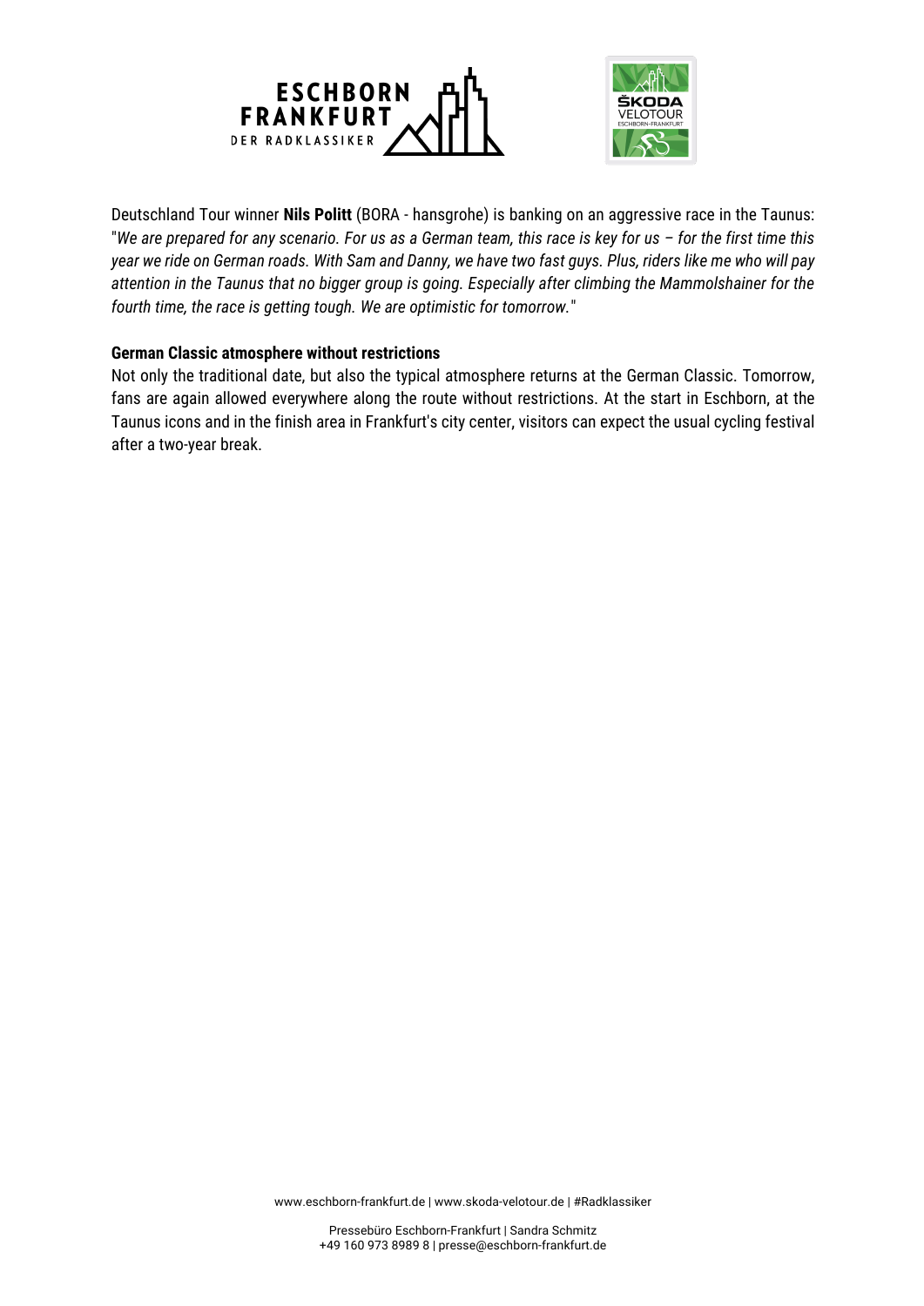Deutschland Tour winner **Nils Politt** (BORA - hansgrohe) is banking on an aggressive race in the Taunus: "*We are prepared for any scenario. For us as a German team, this race is key for us – for the first time this year we ride on German roads. With Sam and Danny, we have two fast guys. Plus, riders like me who will pay attention in the Taunus that no bigger group is going. Especially after climbing the Mammolshainer for the fourth time, the race is getting tough. We are optimistic for tomorrow.*"

**German Classic atmosphere without restrictions**

Not only the traditional date, but also the typical atmosphere returns at the German Classic. Tomorrow, fans are again allowed everywhere along the route without restrictions. At the start in Eschborn, at the Taunus icons and in the finish area in Frankfurt's city center, visitors can expect the usual cycling festival after a two-year break.